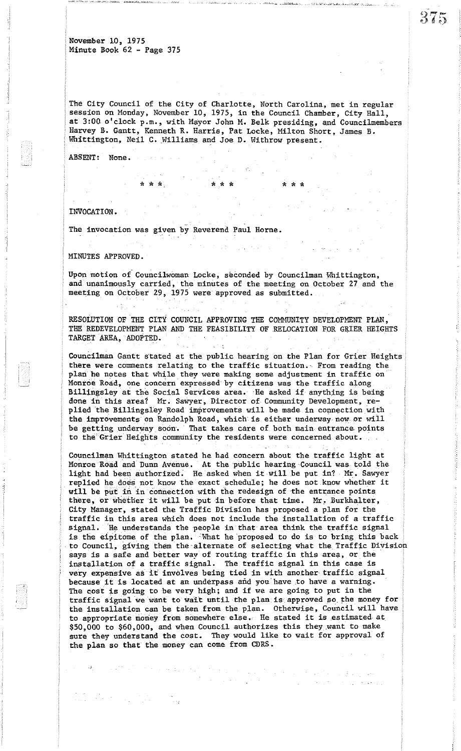November 10, 1975
Minute Book 62 - Page 375

The City Council of the City of Charlotte, North Carolina, met in regular session on Monday, November 10, 1975, in the Council Chamber, City Hall, at 3:00 o'clock p.m., with Mayor John M. Belk presiding, and Councilmembers Harvey B. Gantt, Kenneth R. Harris, Pat Locke, Milton Short, James B. Whittington, Neil C. Williams and Joe D. Withrow present.

ABSENT: None.

\* \* \* &nbsp;&nbsp;&nbsp; \* \* \* &nbsp;&nbsp;&nbsp; \* \* \*

INVOCATION.

The invocation was given by Reverend Paul Horne.

MINUTES APPROVED.

Upon motion of Councilwoman Locke, seconded by Councilman Whittington, and unanimously carried, the minutes of the meeting on October 27 and the meeting on October 29, 1975 were approved as submitted.

RESOLUTION OF THE CITY COUNCIL APPROVING THE COMMUNITY DEVELOPMENT PLAN, THE REDEVELOPMENT PLAN AND THE FEASIBILITY OF RELOCATION FOR GRIER HEIGHTS TARGET AREA, ADOPTED.

Councilman Gantt stated at the public hearing on the Plan for Grier Heights there were comments relating to the traffic situation. From reading the plan he notes that while they were making some adjustment in traffic on Monroe Road, one concern expressed by citizens was the traffic along Billingsley at the Social Services area. He asked if anything is being done in this area? Mr. Sawyer, Director of Community Development, replied the Billingsley Road improvements will be made in connection with the improvements on Randolph Road, which is either underway now or will be getting underway soon. That takes care of both main entrance points to the Grier Heights community the residents were concerned about.

Councilman Whittington stated he had concern about the traffic light at Monroe Road and Dunn Avenue. At the public hearing Council was told the light had been authorized. He asked when it will be put in? Mr. Sawyer replied he does not know the exact schedule; he does not know whether it will be put in in connection with the redesign of the entrance points there, or whether it will be put in before that time. Mr. Burkhalter, City Manager, stated the Traffic Division has proposed a plan for the traffic in this area which does not include the installation of a traffic signal. He understands the people in that area think the traffic signal is the eipitome of the plan. What he proposed to do is to bring this back to Council, giving them the alternate of selecting what the Traffic Division says is a safe and better way of routing traffic in this area, or the installation of a traffic signal. The traffic signal in this case is very expensive as it involves being tied in with another traffic signal because it is located at an underpass and you have to have a warning. The cost is going to be very high; and if we are going to put in the traffic signal we want to wait until the plan is approved so the money for the installation can be taken from the plan. Otherwise, Council will have to appropriate money from somewhere else. He stated it is estimated at $50,000 to $60,000, and when Council authorizes this they want to make sure they understand the cost. They would like to wait for approval of the plan so that the money can come from CDRS.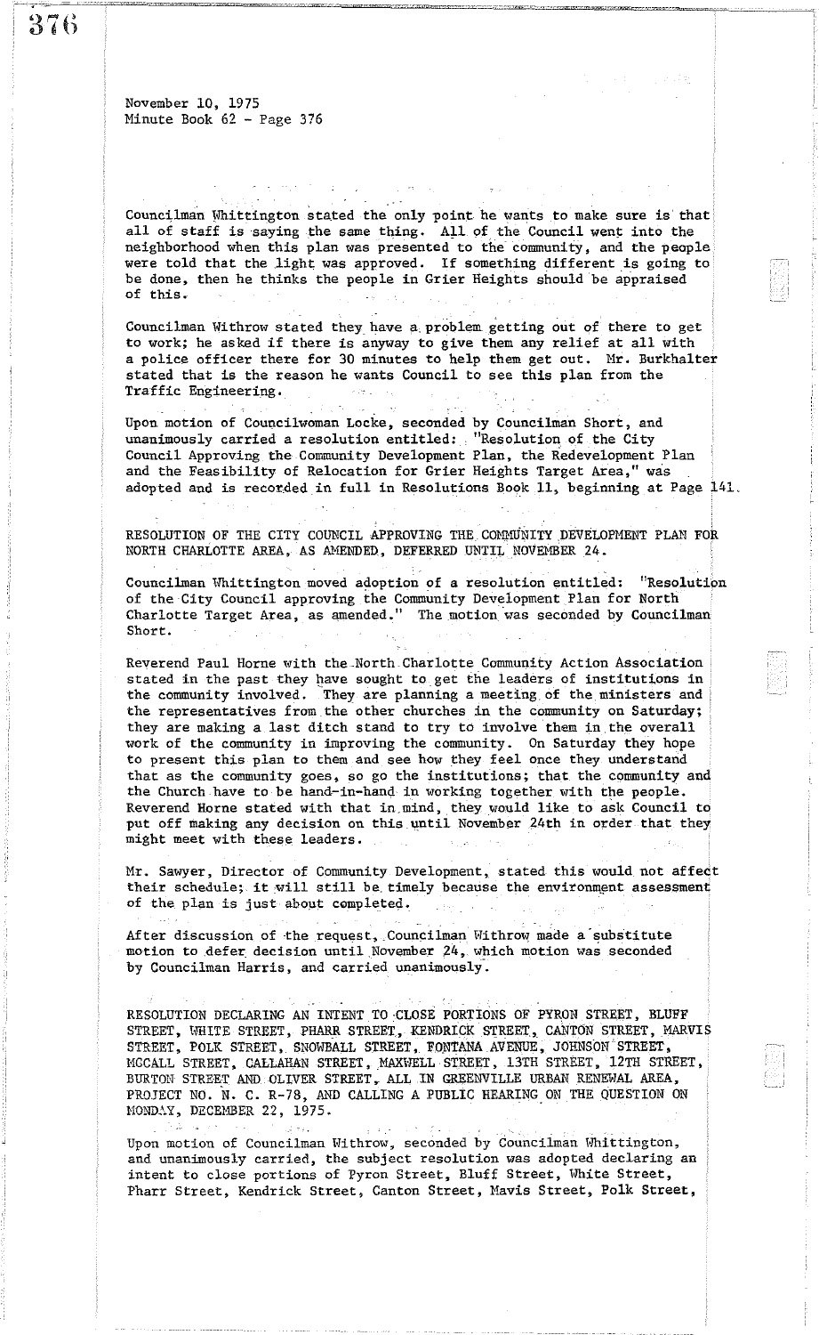November 10, 1975
Minute Book 62 - Page 376

Councilman Whittington stated the only point he wants to make sure is that all of staff is saying the same thing. All of the Council went into the neighborhood when this plan was presented to the community, and the people were told that the light was approved. If something different is going to be done, then he thinks the people in Grier Heights should be appraised of this.

Councilman Withrow stated they have a problem getting out of there to get to work; he asked if there is anyway to give them any relief at all with a police officer there for 30 minutes to help them get out. Mr. Burkhalter stated that is the reason he wants Council to see this plan from the Traffic Engineering.

Upon motion of Councilwoman Locke, seconded by Councilman Short, and unanimously carried a resolution entitled: "Resolution of the City Council Approving the Community Development Plan, the Redevelopment Plan and the Feasibility of Relocation for Grier Heights Target Area," was adopted and is recorded in full in Resolutions Book 11, beginning at Page 141.

RESOLUTION OF THE CITY COUNCIL APPROVING THE COMMUNITY DEVELOPMENT PLAN FOR NORTH CHARLOTTE AREA, AS AMENDED, DEFERRED UNTIL NOVEMBER 24.

Councilman Whittington moved adoption of a resolution entitled: "Resolution of the City Council approving the Community Development Plan for North Charlotte Target Area, as amended." The motion was seconded by Councilman Short.

Reverend Paul Horne with the North Charlotte Community Action Association stated in the past they have sought to get the leaders of institutions in the community involved. They are planning a meeting of the ministers and the representatives from the other churches in the community on Saturday; they are making a last ditch stand to try to involve them in the overall work of the community in improving the community. On Saturday they hope to present this plan to them and see how they feel once they understand that as the community goes, so go the institutions; that the community and the Church have to be hand-in-hand in working together with the people. Reverend Horne stated with that in mind, they would like to ask Council to put off making any decision on this until November 24th in order that they might meet with these leaders.

Mr. Sawyer, Director of Community Development, stated this would not affect their schedule; it will still be timely because the environment assessment of the plan is just about completed.

After discussion of the request, Councilman Withrow made a substitute motion to defer decision until November 24, which motion was seconded by Councilman Harris, and carried unanimously.

RESOLUTION DECLARING AN INTENT TO CLOSE PORTIONS OF PYRON STREET, BLUFF STREET, WHITE STREET, PHARR STREET, KENDRICK STREET, CANTON STREET, MARVIS STREET, POLK STREET, SNOWBALL STREET, FONTANA AVENUE, JOHNSON STREET, MCCALL STREET, CALLAHAN STREET, MAXWELL STREET, 13TH STREET, 12TH STREET, BURTON STREET AND OLIVER STREET, ALL IN GREENVILLE URBAN RENEWAL AREA, PROJECT NO. N. C. R-78, AND CALLING A PUBLIC HEARING ON THE QUESTION ON MONDAY, DECEMBER 22, 1975.

Upon motion of Councilman Withrow, seconded by Councilman Whittington, and unanimously carried, the subject resolution was adopted declaring an intent to close portions of Pyron Street, Bluff Street, White Street, Pharr Street, Kendrick Street, Canton Street, Mavis Street, Polk Street,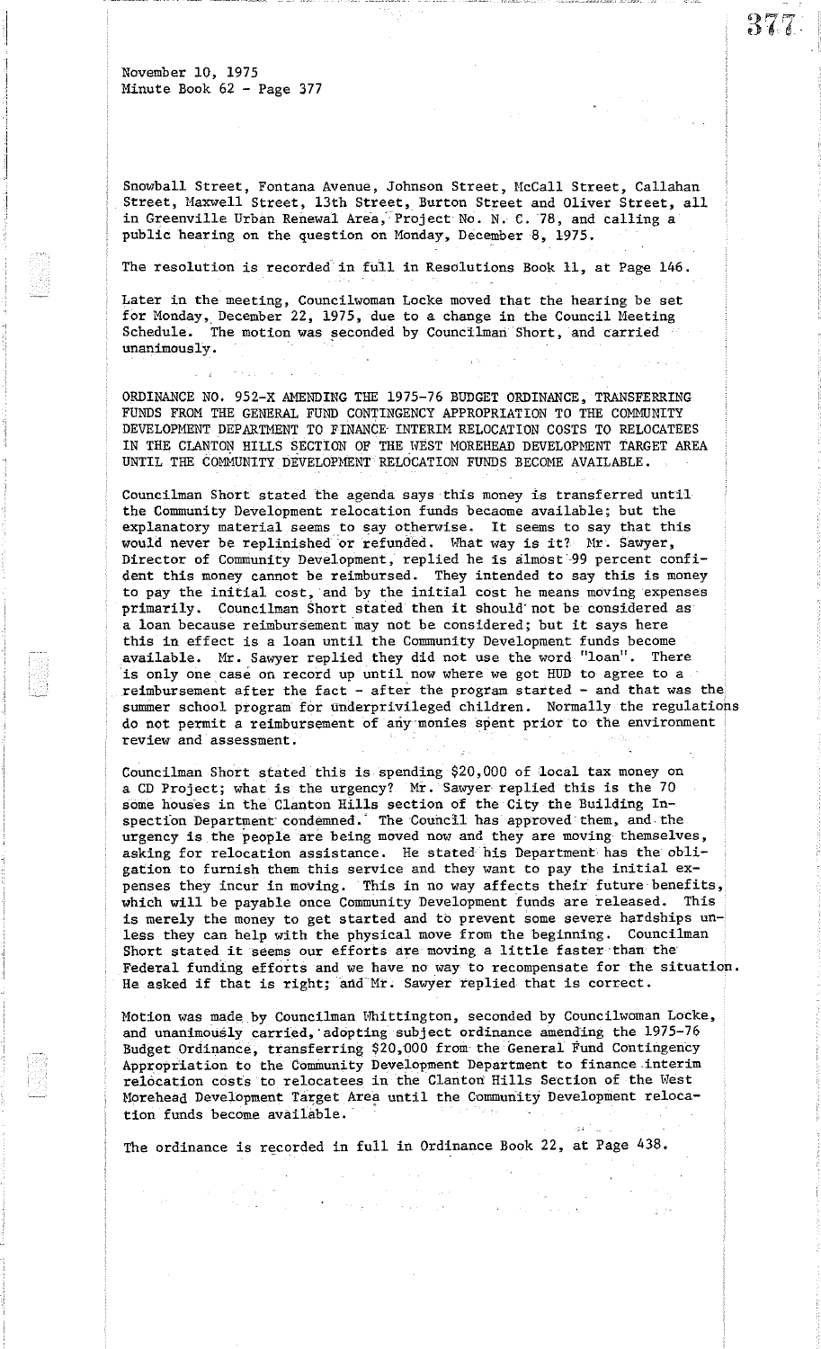Snowball Street, Fontana Avenue, Johnson Street, McCall Street, Callahan Street, Maxwell Street, 13th Street, Burton Street and Oliver Street, all in Greenville Urban Renewal Area, Project No. N. C. 78, and calling a public hearing on the question on Monday, December 8, 1975.

The resolution is recorded in full in Resolutions Book 11, at Page 146.

Later in the meeting, Councilwoman Locke moved that the hearing be set for Monday, December 22, 1975, due to a change in the Council Meeting Schedule. The motion was seconded by Councilman Short, and carried unanimously.

ORDINANCE NO. 952-X AMENDING THE 1975-76 BUDGET ORDINANCE, TRANSFERRING FUNDS FROM THE GENERAL FUND CONTINGENCY APPROPRIATION TO THE COMMUNITY DEVELOPMENT DEPARTMENT TO FINANCE INTERIM RELOCATION COSTS TO RELOCATEES IN THE CLANTON HILLS SECTION OF THE WEST MOREHEAD DEVELOPMENT TARGET AREA UNTIL THE COMMUNITY DEVELOPMENT RELOCATION FUNDS BECOME AVAILABLE.

Councilman Short stated the agenda says this money is transferred until the Community Development relocation funds becaome available; but the explanatory material seems to say otherwise. It seems to say that this would never be replinished or refunded. What way is it? Mr. Sawyer, Director of Community Development, replied he is almost 99 percent confident this money cannot be reimbursed. They intended to say this is money to pay the initial cost, and by the initial cost he means moving expenses primarily. Councilman Short stated then it should not be considered as a loan because reimbursement may not be considered; but it says here this in effect is a loan until the Community Development funds become available. Mr. Sawyer replied they did not use the word "loan". There is only one case on record up until now where we got HUD to agree to a reimbursement after the fact - after the program started - and that was the summer school program for underprivileged children. Normally the regulations do not permit a reimbursement of any monies spent prior to the environment review and assessment.

Councilman Short stated this is spending $20,000 of local tax money on a CD Project; what is the urgency? Mr. Sawyer replied this is the 70 some houses in the Clanton Hills section of the City the Building Inspection Department condemned. The Council has approved them, and the urgency is the people are being moved now and they are moving themselves, asking for relocation assistance. He stated his Department has the obligation to furnish them this service and they want to pay the initial expenses they incur in moving. This in no way affects their future benefits, which will be payable once Community Development funds are released. This is merely the money to get started and to prevent some severe hardships unless they can help with the physical move from the beginning. Councilman Short stated it seems our efforts are moving a little faster than the Federal funding efforts and we have no way to recompensate for the situation. He asked if that is right; and Mr. Sawyer replied that is correct.

Motion was made by Councilman Whittington, seconded by Councilwoman Locke, and unanimously carried, adopting subject ordinance amending the 1975-76 Budget Ordinance, transferring $20,000 from the General Fund Contingency Appropriation to the Community Development Department to finance interim relocation costs to relocatees in the Clanton Hills Section of the West Morehead Development Target Area until the Community Development relocation funds become available.

The ordinance is recorded in full in Ordinance Book 22, at Page 438.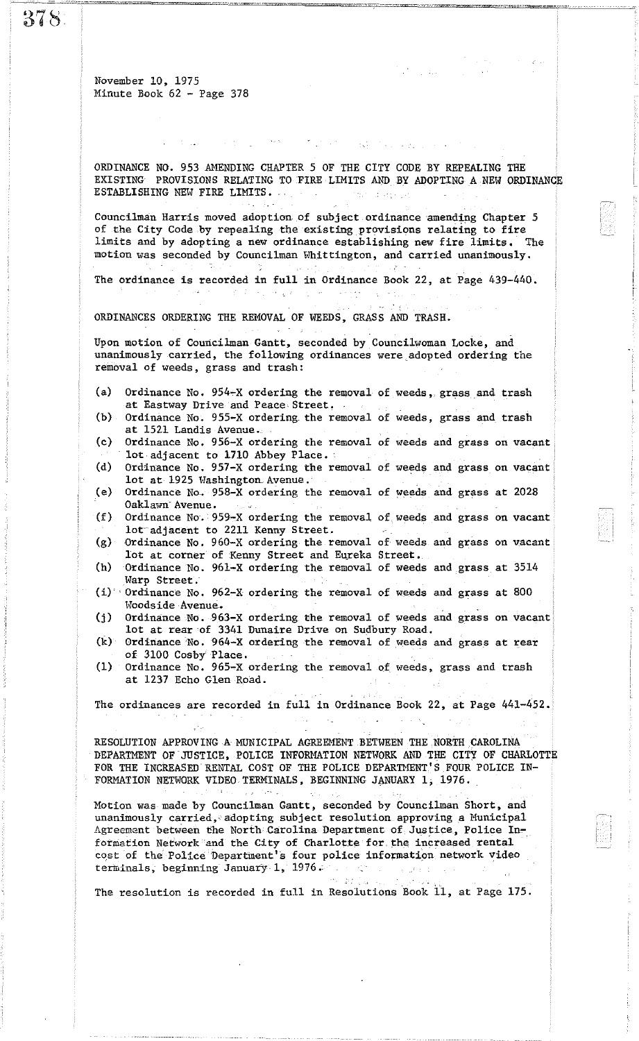November 10, 1975
Minute Book 62 - Page 378

ORDINANCE NO. 953 AMENDING CHAPTER 5 OF THE CITY CODE BY REPEALING THE EXISTING PROVISIONS RELATING TO FIRE LIMITS AND BY ADOPTING A NEW ORDINANCE ESTABLISHING NEW FIRE LIMITS.

Councilman Harris moved adoption of subject ordinance amending Chapter 5 of the City Code by repealing the existing provisions relating to fire limits and by adopting a new ordinance establishing new fire limits. The motion was seconded by Councilman Whittington, and carried unanimously.

The ordinance is recorded in full in Ordinance Book 22, at Page 439-440.

ORDINANCES ORDERING THE REMOVAL OF WEEDS, GRASS AND TRASH.

Upon motion of Councilman Gantt, seconded by Councilwoman Locke, and unanimously carried, the following ordinances were adopted ordering the removal of weeds, grass and trash:

(a) Ordinance No. 954-X ordering the removal of weeds, grass and trash at Eastway Drive and Peace Street.
(b) Ordinance No. 955-X ordering the removal of weeds, grass and trash at 1521 Landis Avenue.
(c) Ordinance No. 956-X ordering the removal of weeds and grass on vacant lot adjacent to 1710 Abbey Place.
(d) Ordinance No. 957-X ordering the removal of weeds and grass on vacant lot at 1925 Washington Avenue.
(e) Ordinance No. 958-X ordering the removal of weeds and grass at 2028 Oaklawn Avenue.
(f) Ordinance No. 959-X ordering the removal of weeds and grass on vacant lot adjacent to 2211 Kenny Street.
(g) Ordinance No. 960-X ordering the removal of weeds and grass on vacant lot at corner of Kenny Street and Eureka Street.
(h) Ordinance No. 961-X ordering the removal of weeds and grass at 3514 Warp Street.
(i) Ordinance No. 962-X ordering the removal of weeds and grass at 800 Woodside Avenue.
(j) Ordinance No. 963-X ordering the removal of weeds and grass on vacant lot at rear of 3341 Dunaire Drive on Sudbury Road.
(k) Ordinance No. 964-X ordering the removal of weeds and grass at rear of 3100 Cosby Place.
(l) Ordinance No. 965-X ordering the removal of weeds, grass and trash at 1237 Echo Glen Road.

The ordinances are recorded in full in Ordinance Book 22, at Page 441-452.

RESOLUTION APPROVING A MUNICIPAL AGREEMENT BETWEEN THE NORTH CAROLINA DEPARTMENT OF JUSTICE, POLICE INFORMATION NETWORK AND THE CITY OF CHARLOTTE FOR THE INCREASED RENTAL COST OF THE POLICE DEPARTMENT'S FOUR POLICE INFORMATION NETWORK VIDEO TERMINALS, BEGINNING JANUARY 1, 1976.

Motion was made by Councilman Gantt, seconded by Councilman Short, and unanimously carried, adopting subject resolution approving a Municipal Agreement between the North Carolina Department of Justice, Police Information Network and the City of Charlotte for the increased rental cost of the Police Department's four police information network video terminals, beginning January 1, 1976.

The resolution is recorded in full in Resolutions Book 11, at Page 175.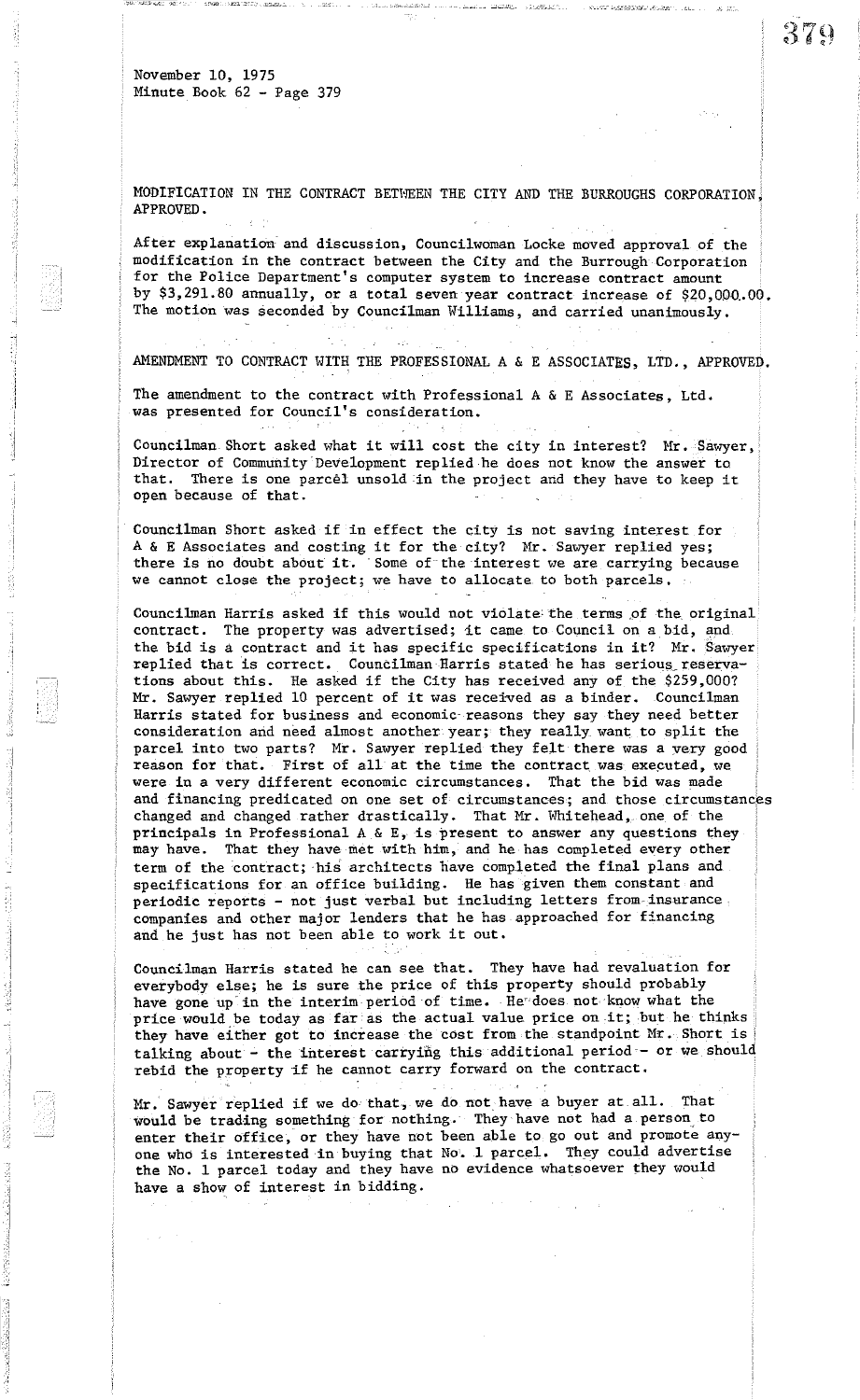November 10, 1975
Minute Book 62 - Page 379

MODIFICATION IN THE CONTRACT BETWEEN THE CITY AND THE BURROUGHS CORPORATION, APPROVED.

After explanation and discussion, Councilwoman Locke moved approval of the modification in the contract between the City and the Burrough Corporation for the Police Department's computer system to increase contract amount by $3,291.80 annually, or a total seven year contract increase of $20,000.00. The motion was seconded by Councilman Williams, and carried unanimously.

AMENDMENT TO CONTRACT WITH THE PROFESSIONAL A & E ASSOCIATES, LTD., APPROVED.

The amendment to the contract with Professional A & E Associates, Ltd. was presented for Council's consideration.

Councilman Short asked what it will cost the city in interest? Mr. Sawyer, Director of Community Development replied he does not know the answer to that. There is one parcel unsold in the project and they have to keep it open because of that.

Councilman Short asked if in effect the city is not saving interest for A & E Associates and costing it for the city? Mr. Sawyer replied yes; there is no doubt about it. Some of the interest we are carrying because we cannot close the project; we have to allocate to both parcels.

Councilman Harris asked if this would not violate the terms of the original contract. The property was advertised; it came to Council on a bid, and the bid is a contract and it has specific specifications in it? Mr. Sawyer replied that is correct. Councilman Harris stated he has serious reservations about this. He asked if the City has received any of the $259,000? Mr. Sawyer replied 10 percent of it was received as a binder. Councilman Harris stated for business and economic reasons they say they need better consideration and need almost another year; they really want to split the parcel into two parts? Mr. Sawyer replied they felt there was a very good reason for that. First of all at the time the contract was executed, we were in a very different economic circumstances. That the bid was made and financing predicated on one set of circumstances; and those circumstances changed and changed rather drastically. That Mr. Whitehead, one of the principals in Professional A & E, is present to answer any questions they may have. That they have met with him, and he has completed every other term of the contract; his architects have completed the final plans and specifications for an office building. He has given them constant and periodic reports - not just verbal but including letters from insurance companies and other major lenders that he has approached for financing and he just has not been able to work it out.

Councilman Harris stated he can see that. They have had revaluation for everybody else; he is sure the price of this property should probably have gone up in the interim period of time. He does not know what the price would be today as far as the actual value price on it; but he thinks they have either got to increase the cost from the standpoint Mr. Short is talking about - the interest carrying this additional period - or we should rebid the property if he cannot carry forward on the contract.

Mr. Sawyer replied if we do that, we do not have a buyer at all. That would be trading something for nothing. They have not had a person to enter their office, or they have not been able to go out and promote anyone who is interested in buying that No. 1 parcel. They could advertise the No. 1 parcel today and they have no evidence whatsoever they would have a show of interest in bidding.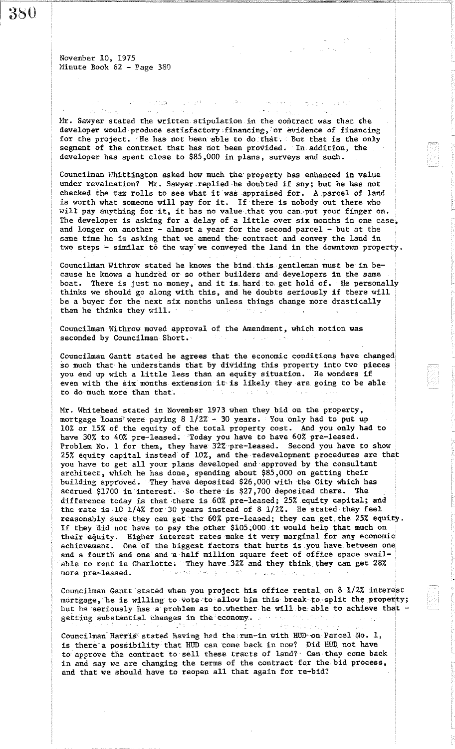Mr. Sawyer stated the written stipulation in the contract was that the developer would produce satisfactory financing, or evidence of financing for the project. He has not been able to do that. But that is the only segment of the contract that has not been provided. In addition, the developer has spent close to $85,000 in plans, surveys and such.

Councilman Whittington asked how much the property has enhanced in value under revaluation? Mr. Sawyer replied he doubted if any; but he has not checked the tax rolls to see what it was appraised for. A parcel of land is worth what someone will pay for it. If there is nobody out there who will pay anything for it, it has no value that you can put your finger on. The developer is asking for a delay of a little over six months in one case, and longer on another - almost a year for the second parcel - but at the same time he is asking that we amend the contract and convey the land in two steps - similar to the way we conveyed the land in the downtown property.

Councilman Withrow stated he knows the bind this gentleman must be in because he knows a hundred or so other builders and developers in the same boat. There is just no money, and it is hard to get hold of. He personally thinks we should go along with this, and he doubts seriously if there will be a buyer for the next six months unless things change more drastically than he thinks they will.

Councilman Withrow moved approval of the Amendment, which motion was seconded by Councilman Short.

Councilman Gantt stated he agrees that the economic conditions have changed so much that he understands that by dividing this property into two pieces you end up with a little less than an equity situation. He wonders if even with the six months extension it is likely they are going to be able to do much more than that.

Mr. Whitehead stated in November 1973 when they bid on the property, mortgage loans were paying 8 1/2% - 30 years. You only had to put up 10% or 15% of the equity of the total property cost. And you only had to have 30% to 40% pre-leased. Today you have to have 60% pre-leased. Problem No. 1 for them, they have 32% pre-leased. Second you have to show 25% equity capital instead of 10%, and the redevelopment procedures are that you have to get all your plans developed and approved by the consultant architect, which he has done, spending about $85,000 on getting their building approved. They have deposited $26,000 with the City which has accrued $1700 in interest. So there is $27,700 deposited there. The difference today is that there is 60% pre-leased; 25% equity capital; and the rate is 10 1/4% for 30 years instead of 8 1/2%. He stated they feel reasonably sure they can get the 60% pre-leased; they can get the 25% equity. If they did not have to pay the other $105,000 it would help that much on their equity. Higher interest rates make it very marginal for any economic achievement. One of the biggest factors that hurts is you have between one and a fourth and one and a half million square feet of office space available to rent in Charlotte. They have 32% and they think they can get 28% more pre-leased.

Councilman Gantt stated when you project his office rental on 8 1/2% interest mortgage, he is willing to vote to allow him this break to split the property; but he seriously has a problem as to whether he will be able to achieve that - getting substantial changes in the economy.

Councilman Harris stated having had the run-in with HUD on Parcel No. 1, is there a possibility that HUD can come back in now? Did HUD not have to approve the contract to sell these tracts of land? Can they come back in and say we are changing the terms of the contract for the bid process, and that we should have to reopen all that again for re-bid?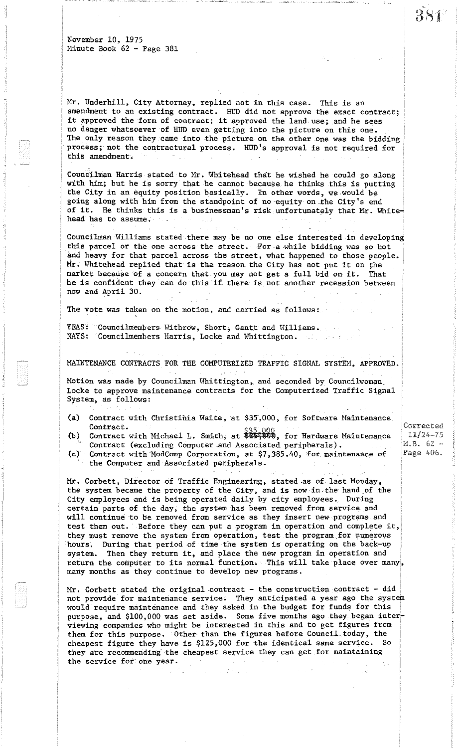November 10, 1975
Minute Book 62 - Page 381

Mr. Underhill, City Attorney, replied not in this case. This is an amendment to an existing contract. HUD did not approve the exact contract; it approved the form of contract; it approved the land use; and he sees no danger whatsoever of HUD even getting into the picture on this one. The only reason they came into the picture on the other one was the bidding process; not the contractural process. HUD's approval is not required for this amendment.

Councilman Harris stated to Mr. Whitehead that he wished he could go along with him; but he is sorry that he cannot because he thinks this is putting the City in an equity position basically. In other words, we would be going along with him from the standpoint of no equity on the City's end of it. He thinks this is a businessman's risk unfortunately that Mr. Whitehead has to assume.

Councilman Williams stated there may be no one else interested in developing this parcel or the one across the street. For a while bidding was so hot and heavy for that parcel across the street, what happened to those people. Mr. Whitehead replied that is the reason the City has not put it on the market because of a concern that you may not get a full bid on it. That he is confident they can do this if there is not another recession between now and April 30.

The vote was taken on the motion, and carried as follows:

YEAS: Councilmembers Withrow, Short, Gantt and Williams.
NAYS: Councilmembers Harris, Locke and Whittington.

## MAINTENANCE CONTRACTS FOR THE COMPUTERIZED TRAFFIC SIGNAL SYSTEM, APPROVED.

Motion was made by Councilman Whittington, and seconded by Councilwoman Locke to approve maintenance contracts for the Computerized Traffic Signal System, as follows:

(a) Contract with Christinia Waite, at $35,000, for Software Maintenance Contract.
(b) Contract with Michael L. Smith, at ~~$25,000~~ $35,000, for Hardware Maintenance Contract (excluding Computer and Associated peripherals).
(c) Contract with ModComp Corporation, at $7,385.40, for maintenance of the Computer and Associated peripherals.

Corrected 11/24-75 M.B. 62 - Page 406.

Mr. Corbett, Director of Traffic Engineering, stated as of last Monday, the system became the property of the City, and is now in the hand of the City employees and is being operated daily by city employees. During certain parts of the day, the system has been removed from service and will continue to be removed from service as they insert new programs and test them out. Before they can put a program in operation and complete it, they must remove the system from operation, test the program for numerous hours. During that period of time the system is operating on the back-up system. Then they return it, and place the new program in operation and return the computer to its normal function. This will take place over many, many months as they continue to develop new programs.

Mr. Corbett stated the original contract - the construction contract - did not provide for maintenance service. They anticipated a year ago the system would require maintenance and they asked in the budget for funds for this purpose, and $100,000 was set aside. Some five months ago they began interviewing companies who might be interested in this and to get figures from them for this purpose. Other than the figures before Council today, the cheapest figure they have is $125,000 for the identical same service. So they are recommending the cheapest service they can get for maintaining the service for one year.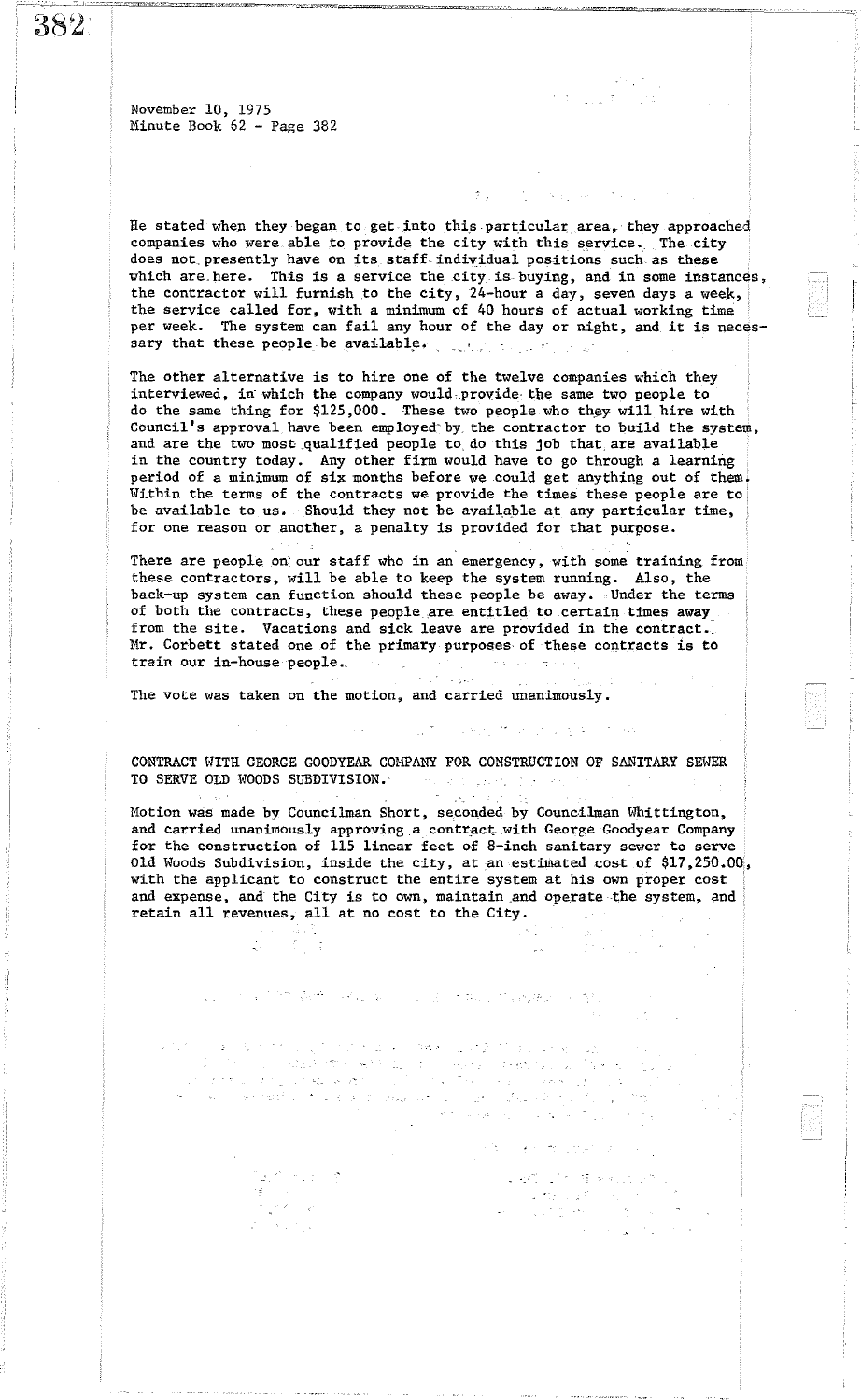November 10, 1975
Minute Book 62 - Page 382

He stated when they began to get into this particular area, they approached companies who were able to provide the city with this service. The city does not presently have on its staff individual positions such as these which are here. This is a service the city is buying, and in some instances, the contractor will furnish to the city, 24-hour a day, seven days a week, the service called for, with a minimum of 40 hours of actual working time per week. The system can fail any hour of the day or night, and it is necessary that these people be available.

The other alternative is to hire one of the twelve companies which they interviewed, in which the company would provide the same two people to do the same thing for $125,000. These two people who they will hire with Council's approval have been employed by the contractor to build the system, and are the two most qualified people to do this job that are available in the country today. Any other firm would have to go through a learning period of a minimum of six months before we could get anything out of them. Within the terms of the contracts we provide the times these people are to be available to us. Should they not be available at any particular time, for one reason or another, a penalty is provided for that purpose.

There are people on our staff who in an emergency, with some training from these contractors, will be able to keep the system running. Also, the back-up system can function should these people be away. Under the terms of both the contracts, these people are entitled to certain times away from the site. Vacations and sick leave are provided in the contract. Mr. Corbett stated one of the primary purposes of these contracts is to train our in-house people.

The vote was taken on the motion, and carried unanimously.

CONTRACT WITH GEORGE GOODYEAR COMPANY FOR CONSTRUCTION OF SANITARY SEWER TO SERVE OLD WOODS SUBDIVISION.

Motion was made by Councilman Short, seconded by Councilman Whittington, and carried unanimously approving a contract with George Goodyear Company for the construction of 115 linear feet of 8-inch sanitary sewer to serve Old Woods Subdivision, inside the city, at an estimated cost of $17,250.00, with the applicant to construct the entire system at his own proper cost and expense, and the City is to own, maintain and operate the system, and retain all revenues, all at no cost to the City.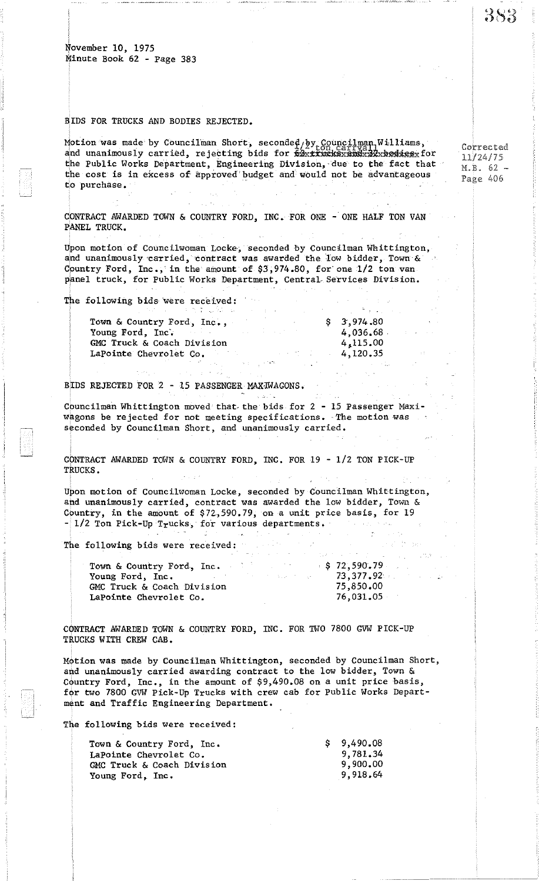November 10, 1975
Minute Book 62 - Page 383

BIDS FOR TRUCKS AND BODIES REJECTED.

Motion was made by Councilman Short, seconded by Councilman Williams, and unanimously carried, rejecting bids for 1/2 ton carryall for the Public Works Department, Engineering Division, due to the fact that the cost is in excess of approved budget and would not be advantageous to purchase.

Corrected 11/24/75 M.B. 62 - Page 406

CONTRACT AWARDED TOWN & COUNTRY FORD, INC. FOR ONE - ONE HALF TON VAN PANEL TRUCK.

Upon motion of Councilwoman Locke, seconded by Councilman Whittington, and unanimously carried, contract was awarded the low bidder, Town & Country Ford, Inc., in the amount of $3,974.80, for one 1/2 ton van panel truck, for Public Works Department, Central Services Division.

The following bids were received:

| | |
|---|---|
| Town & Country Ford, Inc., | $ 3,974.80 |
| Young Ford, Inc. | 4,036.68 |
| GMC Truck & Coach Division | 4,115.00 |
| LaPointe Chevrolet Co. | 4,120.35 |

BIDS REJECTED FOR 2 - 15 PASSENGER MAXI-WAGONS.

Councilman Whittington moved that the bids for 2 - 15 Passenger Maxi-wagons be rejected for not meeting specifications. The motion was seconded by Councilman Short, and unanimously carried.

CONTRACT AWARDED TOWN & COUNTRY FORD, INC. FOR 19 - 1/2 TON PICK-UP TRUCKS.

Upon motion of Councilwoman Locke, seconded by Councilman Whittington, and unanimously carried, contract was awarded the low bidder, Town & Country, in the amount of $72,590.79, on a unit price basis, for 19 - 1/2 Ton Pick-Up Trucks, for various departments.

The following bids were received:

| | |
|---|---|
| Town & Country Ford, Inc. | $ 72,590.79 |
| Young Ford, Inc. | 73,377.92 |
| GMC Truck & Coach Division | 75,850.00 |
| LaPointe Chevrolet Co. | 76,031.05 |

CONTRACT AWARDED TOWN & COUNTRY FORD, INC. FOR TWO 7800 GVW PICK-UP TRUCKS WITH CREW CAB.

Motion was made by Councilman Whittington, seconded by Councilman Short, and unanimously carried awarding contract to the low bidder, Town & Country Ford, Inc., in the amount of $9,490.08 on a unit price basis, for two 7800 GVW Pick-Up Trucks with crew cab for Public Works Department and Traffic Engineering Department.

The following bids were received:

| | |
|---|---|
| Town & Country Ford, Inc. | $ 9,490.08 |
| LaPointe Chevrolet Co. | 9,781.34 |
| GMC Truck & Coach Division | 9,900.00 |
| Young Ford, Inc. | 9,918.64 |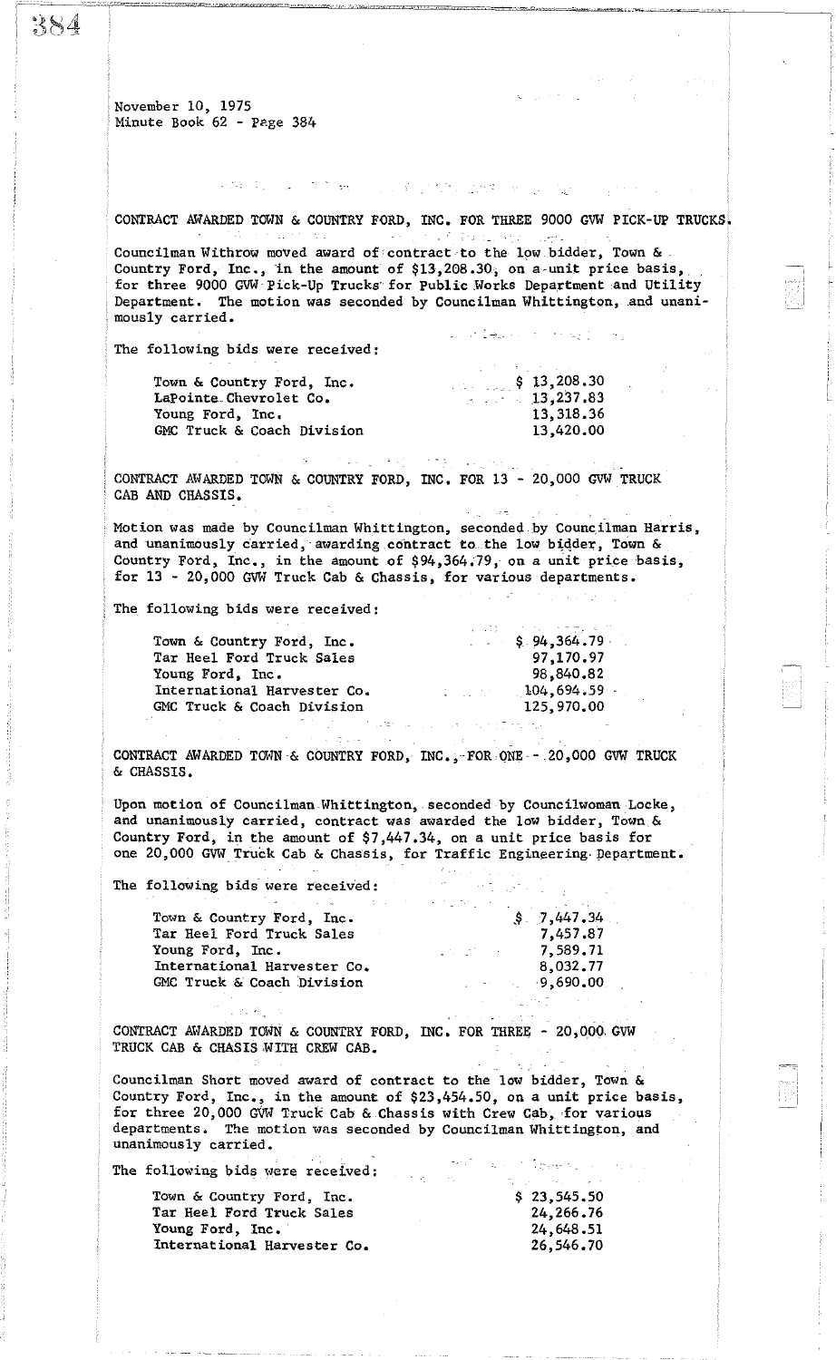November 10, 1975
Minute Book 62 - Page 384

CONTRACT AWARDED TOWN & COUNTRY FORD, INC. FOR THREE 9000 GVW PICK-UP TRUCKS.

Councilman Withrow moved award of contract to the low bidder, Town & Country Ford, Inc., in the amount of $13,208.30, on a unit price basis, for three 9000 GVW Pick-Up Trucks for Public Works Department and Utility Department. The motion was seconded by Councilman Whittington, and unanimously carried.

The following bids were received:

| | |
|---|---|
| Town & Country Ford, Inc. | $ 13,208.30 |
| LaPointe Chevrolet Co. | 13,237.83 |
| Young Ford, Inc. | 13,318.36 |
| GMC Truck & Coach Division | 13,420.00 |

CONTRACT AWARDED TOWN & COUNTRY FORD, INC. FOR 13 - 20,000 GVW TRUCK CAB AND CHASSIS.

Motion was made by Councilman Whittington, seconded by Councilman Harris, and unanimously carried, awarding contract to the low bidder, Town & Country Ford, Inc., in the amount of $94,364.79, on a unit price basis, for 13 - 20,000 GVW Truck Cab & Chassis, for various departments.

The following bids were received:

| | |
|---|---|
| Town & Country Ford, Inc. | $ 94,364.79 |
| Tar Heel Ford Truck Sales | 97,170.97 |
| Young Ford, Inc. | 98,840.82 |
| International Harvester Co. | 104,694.59 |
| GMC Truck & Coach Division | 125,970.00 |

CONTRACT AWARDED TOWN & COUNTRY FORD, INC., FOR ONE - 20,000 GVW TRUCK & CHASSIS.

Upon motion of Councilman Whittington, seconded by Councilwoman Locke, and unanimously carried, contract was awarded the low bidder, Town & Country Ford, in the amount of $7,447.34, on a unit price basis for one 20,000 GVW Truck Cab & Chassis, for Traffic Engineering Department.

The following bids were received:

| | |
|---|---|
| Town & Country Ford, Inc. | $ 7,447.34 |
| Tar Heel Ford Truck Sales | 7,457.87 |
| Young Ford, Inc. | 7,589.71 |
| International Harvester Co. | 8,032.77 |
| GMC Truck & Coach Division | 9,690.00 |

CONTRACT AWARDED TOWN & COUNTRY FORD, INC. FOR THREE - 20,000 GVW TRUCK CAB & CHASIS WITH CREW CAB.

Councilman Short moved award of contract to the low bidder, Town & Country Ford, Inc., in the amount of $23,454.50, on a unit price basis, for three 20,000 GVW Truck Cab & Chassis with Crew Cab, for various departments. The motion was seconded by Councilman Whittington, and unanimously carried.

The following bids were received:

| | |
|---|---|
| Town & Country Ford, Inc. | $ 23,545.50 |
| Tar Heel Ford Truck Sales | 24,266.76 |
| Young Ford, Inc. | 24,648.51 |
| International Harvester Co. | 26,546.70 |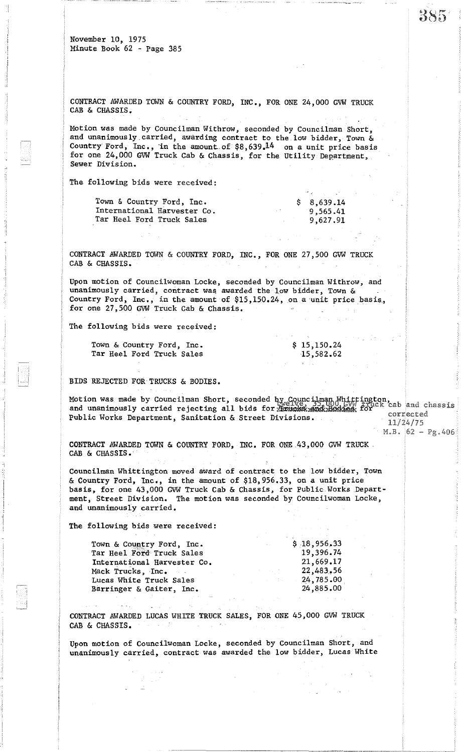November 10, 1975
Minute Book 62 - Page 385

CONTRACT AWARDED TOWN & COUNTRY FORD, INC., FOR ONE 24,000 GVW TRUCK CAB & CHASSIS.

Motion was made by Councilman Withrow, seconded by Councilman Short, and unanimously carried, awarding contract to the low bidder, Town & Country Ford, Inc., in the amount of $8,639.14 on a unit price basis for one 24,000 GVW Truck Cab & Chassis, for the Utility Department, Sewer Division.

The following bids were received:

| | |
|---|---|
| Town & Country Ford, Inc. | $ 8,639.14 |
| International Harvester Co. | 9,565.41 |
| Tar Heel Ford Truck Sales | 9,627.91 |

CONTRACT AWARDED TOWN & COUNTRY FORD, INC., FOR ONE 27,500 GVW TRUCK CAB & CHASSIS.

Upon motion of Councilwoman Locke, seconded by Councilman Withrow, and unanimously carried, contract was awarded the low bidder, Town & Country Ford, Inc., in the amount of $15,150.24, on a unit price basis, for one 27,500 GVW Truck Cab & Chassis.

The following bids were received:

| | |
|---|---|
| Town & Country Ford, Inc. | $ 15,150.24 |
| Tar Heel Ford Truck Sales | 15,582.62 |

BIDS REJECTED FOR TRUCKS & BODIES.

Motion was made by Councilman Short, seconded by Councilman Whittington, and unanimously carried rejecting all bids for ~~Trucks and Bodies~~ twelve, 35,000 GVW truck cab and chassis for Public Works Department, Sanitation & Street Divisions.

corrected 11/24/75 M.B. 62 - Pg.406

CONTRACT AWARDED TOWN & COUNTRY FORD, INC. FOR ONE 43,000 GVW TRUCK CAB & CHASSIS.

Councilman Whittington moved award of contract to the low bidder, Town & Country Ford, Inc., in the amount of $18,956.33, on a unit price basis, for one 43,000 GVW Truck Cab & Chassis, for Public Works Department, Street Division. The motion was seconded by Councilwoman Locke, and unanimously carried.

The following bids were received:

| | |
|---|---|
| Town & Country Ford, Inc. | $ 18,956.33 |
| Tar Heel Ford Truck Sales | 19,396.74 |
| International Harvester Co. | 21,669.17 |
| Mack Trucks, Inc. | 22,483.56 |
| Lucas White Truck Sales | 24,785.00 |
| Barringer & Gaiter, Inc. | 24,885.00 |

CONTRACT AWARDED LUCAS WHITE TRUCK SALES, FOR ONE 45,000 GVW TRUCK CAB & CHASSIS.

Upon motion of Councilwoman Locke, seconded by Councilman Short, and unanimously carried, contract was awarded the low bidder, Lucas White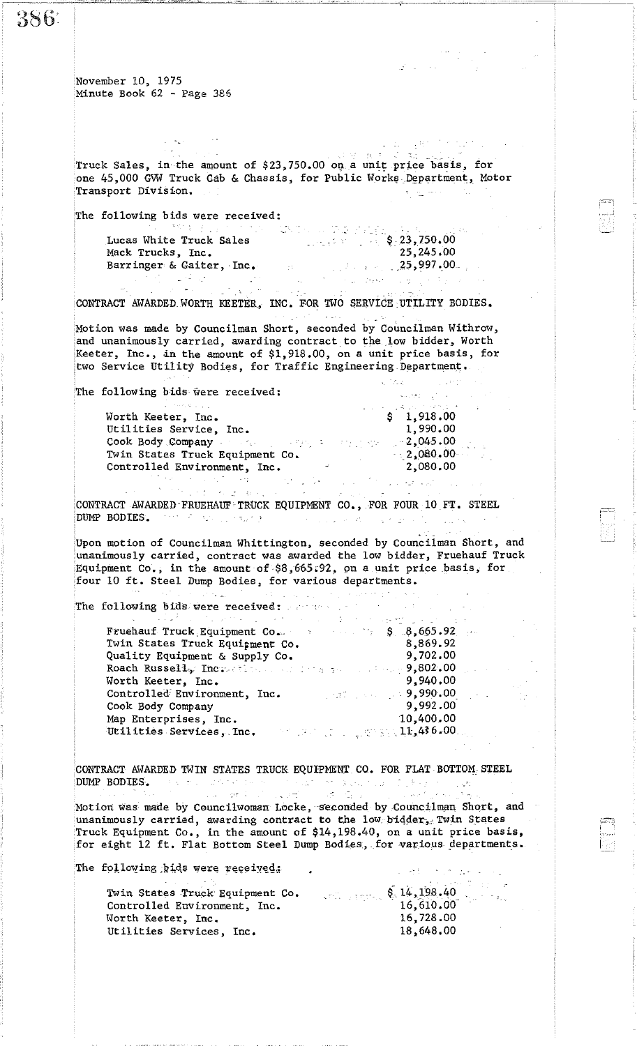November 10, 1975
Minute Book 62 - Page 386

Truck Sales, in the amount of $23,750.00 on a unit price basis, for one 45,000 GVW Truck Cab & Chassis, for Public Works Department, Motor Transport Division.

The following bids were received:

| | |
|---|---|
| Lucas White Truck Sales | $ 23,750.00 |
| Mack Trucks, Inc. | 25,245.00 |
| Barringer & Gaiter, Inc. | 25,997.00 |

CONTRACT AWARDED WORTH KEETER, INC. FOR TWO SERVICE UTILITY BODIES.

Motion was made by Councilman Short, seconded by Councilman Withrow, and unanimously carried, awarding contract to the low bidder, Worth Keeter, Inc., in the amount of $1,918.00, on a unit price basis, for two Service Utility Bodies, for Traffic Engineering Department.

The following bids were received:

| | |
|---|---|
| Worth Keeter, Inc. | $ 1,918.00 |
| Utilities Service, Inc. | 1,990.00 |
| Cook Body Company | 2,045.00 |
| Twin States Truck Equipment Co. | 2,080.00 |
| Controlled Environment, Inc. | 2,080.00 |

CONTRACT AWARDED FRUEHAUF TRUCK EQUIPMENT CO., FOR FOUR 10 FT. STEEL DUMP BODIES.

Upon motion of Councilman Whittington, seconded by Councilman Short, and unanimously carried, contract was awarded the low bidder, Fruehauf Truck Equipment Co., in the amount of $8,665.92, on a unit price basis, for four 10 ft. Steel Dump Bodies, for various departments.

The following bids were received:

| | |
|---|---|
| Fruehauf Truck Equipment Co. | $ 8,665.92 |
| Twin States Truck Equipment Co. | 8,869.92 |
| Quality Equipment & Supply Co. | 9,702.00 |
| Roach Russell, Inc. | 9,802.00 |
| Worth Keeter, Inc. | 9,940.00 |
| Controlled Environment, Inc. | 9,990.00 |
| Cook Body Company | 9,992.00 |
| Map Enterprises, Inc. | 10,400.00 |
| Utilities Services, Inc. | 11,436.00 |

CONTRACT AWARDED TWIN STATES TRUCK EQUIPMENT CO. FOR FLAT BOTTOM STEEL DUMP BODIES.

Motion was made by Councilwoman Locke, seconded by Councilman Short, and unanimously carried, awarding contract to the low bidder, Twin States Truck Equipment Co., in the amount of $14,198.40, on a unit price basis, for eight 12 ft. Flat Bottom Steel Dump Bodies, for various departments.

The following bids were received:

| | |
|---|---|
| Twin States Truck Equipment Co. | $ 14,198.40 |
| Controlled Environment, Inc. | 16,610.00 |
| Worth Keeter, Inc. | 16,728.00 |
| Utilities Services, Inc. | 18,648.00 |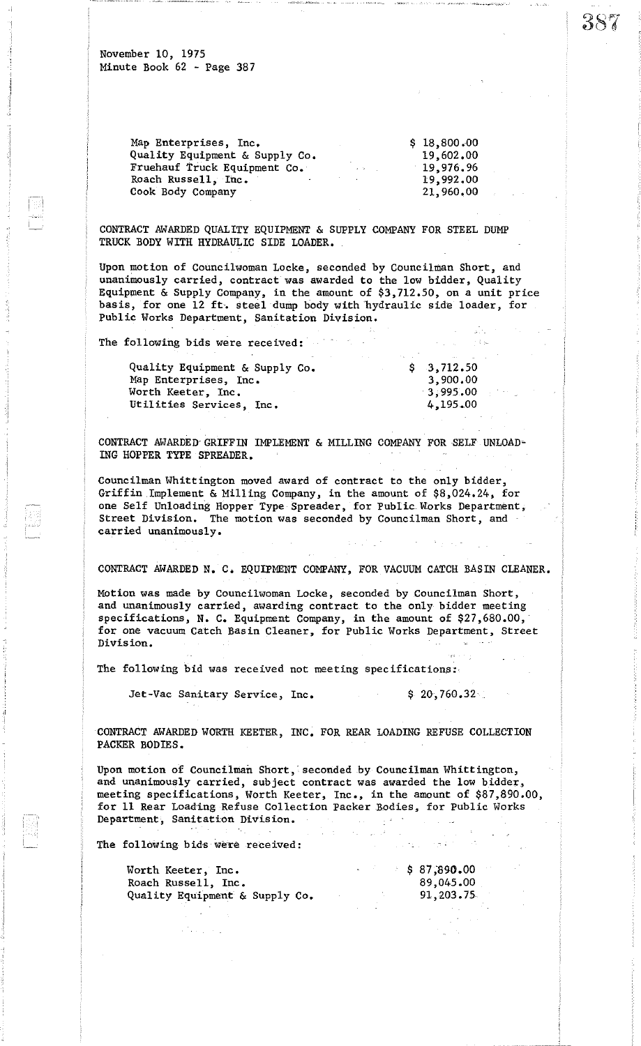November 10, 1975
Minute Book 62 - Page 387

| | |
|---|---|
| Map Enterprises, Inc. | $ 18,800.00 |
| Quality Equipment & Supply Co. | 19,602.00 |
| Fruehauf Truck Equipment Co. | 19,976.96 |
| Roach Russell, Inc. | 19,992.00 |
| Cook Body Company | 21,960.00 |

CONTRACT AWARDED QUALITY EQUIPMENT & SUPPLY COMPANY FOR STEEL DUMP TRUCK BODY WITH HYDRAULIC SIDE LOADER.

Upon motion of Councilwoman Locke, seconded by Councilman Short, and unanimously carried, contract was awarded to the low bidder, Quality Equipment & Supply Company, in the amount of $3,712.50, on a unit price basis, for one 12 ft. steel dump body with hydraulic side loader, for Public Works Department, Sanitation Division.

The following bids were received:

| | |
|---|---|
| Quality Equipment & Supply Co. | $ 3,712.50 |
| Map Enterprises, Inc. | 3,900.00 |
| Worth Keeter, Inc. | 3,995.00 |
| Utilities Services, Inc. | 4,195.00 |

CONTRACT AWARDED GRIFFIN IMPLEMENT & MILLING COMPANY FOR SELF UNLOADING HOPPER TYPE SPREADER.

Councilman Whittington moved award of contract to the only bidder, Griffin Implement & Milling Company, in the amount of $8,024.24, for one Self Unloading Hopper Type Spreader, for Public Works Department, Street Division. The motion was seconded by Councilman Short, and carried unanimously.

CONTRACT AWARDED N. C. EQUIPMENT COMPANY, FOR VACUUM CATCH BASIN CLEANER.

Motion was made by Councilwoman Locke, seconded by Councilman Short, and unanimously carried, awarding contract to the only bidder meeting specifications, N. C. Equipment Company, in the amount of $27,680.00, for one vacuum Catch Basin Cleaner, for Public Works Department, Street Division.

The following bid was received not meeting specifications:

| | |
|---|---|
| Jet-Vac Sanitary Service, Inc. | $ 20,760.32 |

CONTRACT AWARDED WORTH KEETER, INC. FOR REAR LOADING REFUSE COLLECTION PACKER BODIES.

Upon motion of Councilman Short, seconded by Councilman Whittington, and unanimously carried, subject contract was awarded the low bidder, meeting specifications, Worth Keeter, Inc., in the amount of $87,890.00, for 11 Rear Loading Refuse Collection Packer Bodies, for Public Works Department, Sanitation Division.

The following bids were received:

| | |
|---|---|
| Worth Keeter, Inc. | $ 87,890.00 |
| Roach Russell, Inc. | 89,045.00 |
| Quality Equipment & Supply Co. | 91,203.75 |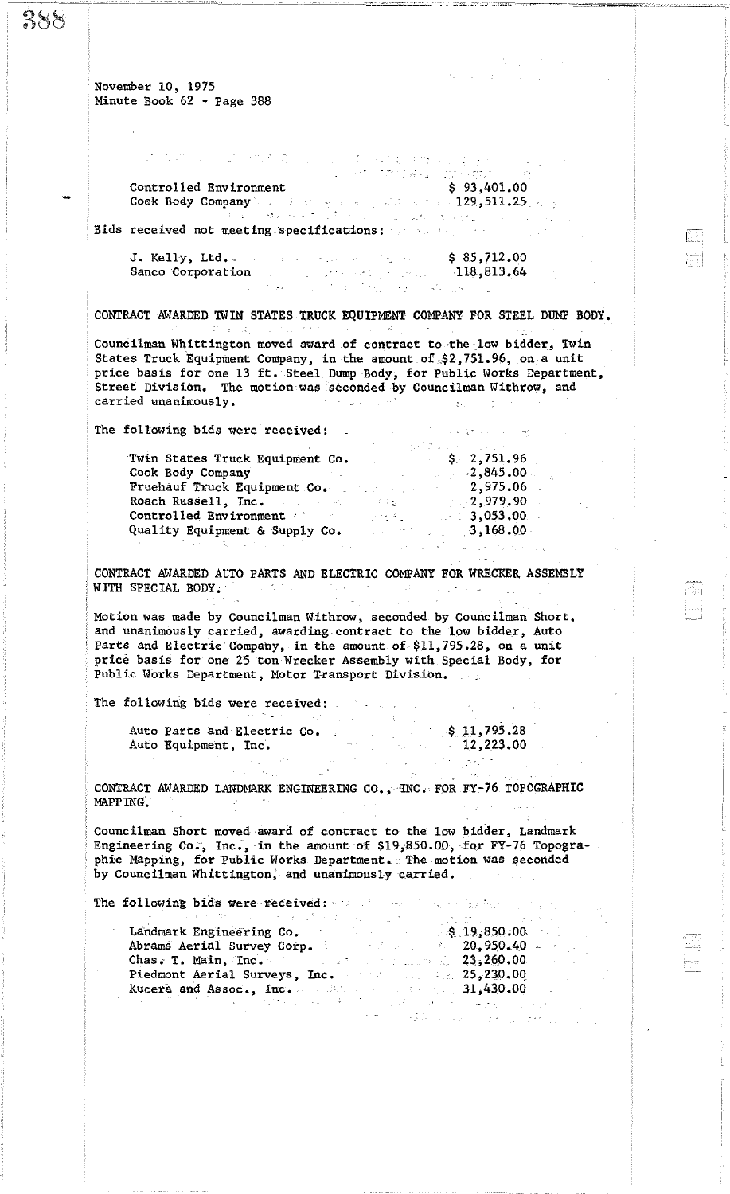November 10, 1975
Minute Book 62 - Page 388

| | |
|---|---|
| Controlled Environment | $ 93,401.00 |
| Cook Body Company | 129,511.25 |

Bids received not meeting specifications:

| | |
|---|---|
| J. Kelly, Ltd. | $ 85,712.00 |
| Sanco Corporation | 118,813.64 |

CONTRACT AWARDED TWIN STATES TRUCK EQUIPMENT COMPANY FOR STEEL DUMP BODY.

Councilman Whittington moved award of contract to the low bidder, Twin States Truck Equipment Company, in the amount of $2,751.96, on a unit price basis for one 13 ft. Steel Dump Body, for Public Works Department, Street Division. The motion was seconded by Councilman Withrow, and carried unanimously.

The following bids were received:

| | |
|---|---|
| Twin States Truck Equipment Co. | $ 2,751.96 |
| Cock Body Company | 2,845.00 |
| Fruehauf Truck Equipment Co. | 2,975.06 |
| Roach Russell, Inc. | 2,979.90 |
| Controlled Environment | 3,053.00 |
| Quality Equipment & Supply Co. | 3,168.00 |

CONTRACT AWARDED AUTO PARTS AND ELECTRIC COMPANY FOR WRECKER ASSEMBLY WITH SPECIAL BODY.

Motion was made by Councilman Withrow, seconded by Councilman Short, and unanimously carried, awarding contract to the low bidder, Auto Parts and Electric Company, in the amount of $11,795.28, on a unit price basis for one 25 ton Wrecker Assembly with Special Body, for Public Works Department, Motor Transport Division.

The following bids were received:

| | |
|---|---|
| Auto Parts and Electric Co. | $ 11,795.28 |
| Auto Equipment, Inc. | 12,223.00 |

CONTRACT AWARDED LANDMARK ENGINEERING CO., INC. FOR FY-76 TOPOGRAPHIC MAPPING.

Councilman Short moved award of contract to the low bidder, Landmark Engineering Co., Inc., in the amount of $19,850.00, for FY-76 Topographic Mapping, for Public Works Department. The motion was seconded by Councilman Whittington, and unanimously carried.

The following bids were received:

| | |
|---|---|
| Landmark Engineering Co. | $ 19,850.00 |
| Abrams Aerial Survey Corp. | 20,950.40 |
| Chas. T. Main, Inc. | 23,260.00 |
| Piedmont Aerial Surveys, Inc. | 25,230.00 |
| Kucera and Assoc., Inc. | 31,430.00 |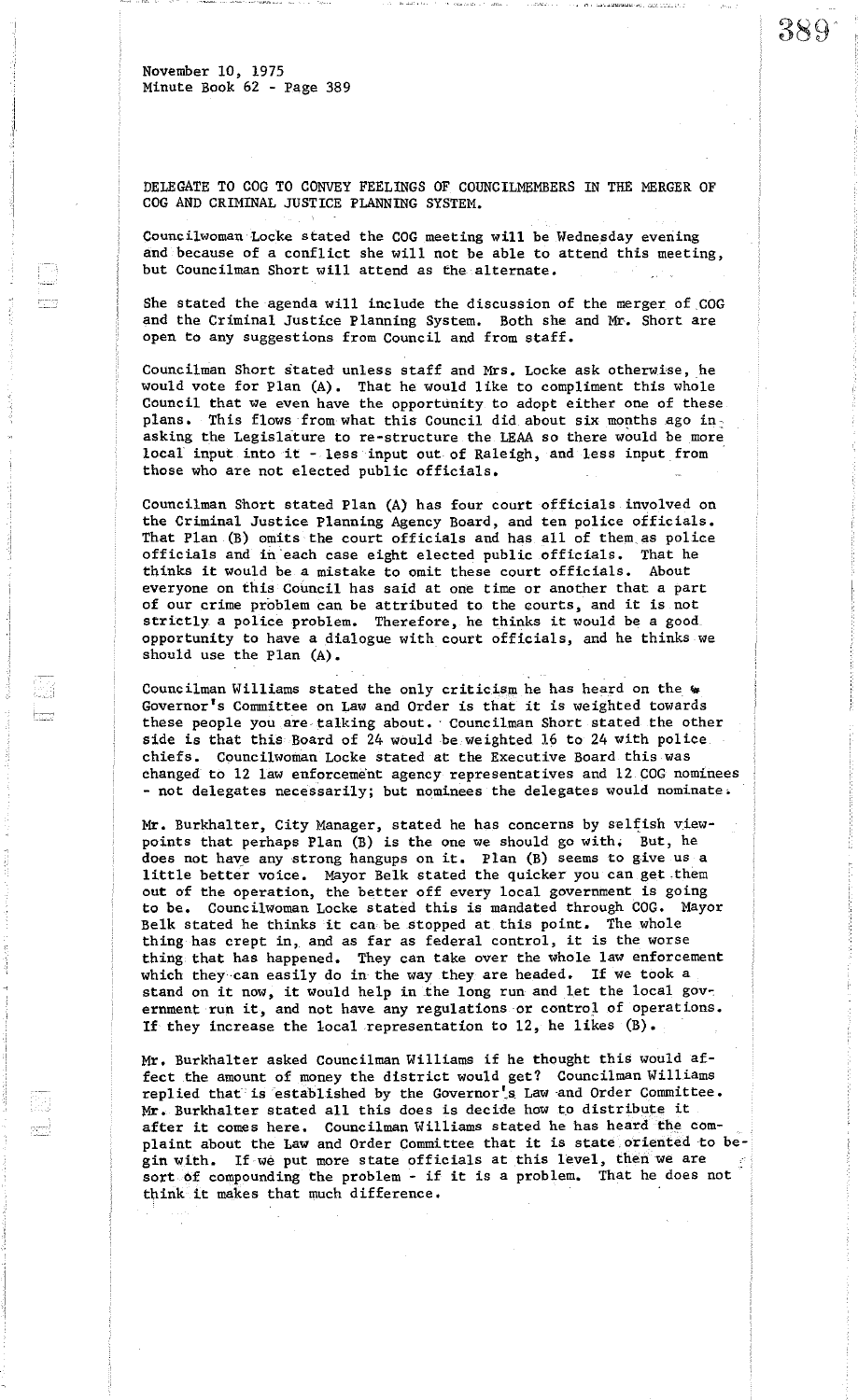November 10, 1975
Minute Book 62 - Page 389

DELEGATE TO COG TO CONVEY FEELINGS OF COUNCILMEMBERS IN THE MERGER OF COG AND CRIMINAL JUSTICE PLANNING SYSTEM.

Councilwoman Locke stated the COG meeting will be Wednesday evening and because of a conflict she will not be able to attend this meeting, but Councilman Short will attend as the alternate.

She stated the agenda will include the discussion of the merger of COG and the Criminal Justice Planning System. Both she and Mr. Short are open to any suggestions from Council and from staff.

Councilman Short stated unless staff and Mrs. Locke ask otherwise, he would vote for Plan (A). That he would like to compliment this whole Council that we even have the opportunity to adopt either one of these plans. This flows from what this Council did about six months ago in asking the Legislature to re-structure the LEAA so there would be more local input into it - less input out of Raleigh, and less input from those who are not elected public officials.

Councilman Short stated Plan (A) has four court officials involved on the Criminal Justice Planning Agency Board, and ten police officials. That Plan (B) omits the court officials and has all of them as police officials and in each case eight elected public officials. That he thinks it would be a mistake to omit these court officials. About everyone on this Council has said at one time or another that a part of our crime problem can be attributed to the courts, and it is not strictly a police problem. Therefore, he thinks it would be a good opportunity to have a dialogue with court officials, and he thinks we should use the Plan (A).

Councilman Williams stated the only criticism he has heard on the Governor's Committee on Law and Order is that it is weighted towards these people you are talking about. Councilman Short stated the other side is that this Board of 24 would be weighted 16 to 24 with police chiefs. Councilwoman Locke stated at the Executive Board this was changed to 12 law enforcement agency representatives and 12 COG nominees - not delegates necessarily; but nominees the delegates would nominate.

Mr. Burkhalter, City Manager, stated he has concerns by selfish viewpoints that perhaps Plan (B) is the one we should go with. But, he does not have any strong hangups on it. Plan (B) seems to give us a little better voice. Mayor Belk stated the quicker you can get them out of the operation, the better off every local government is going to be. Councilwoman Locke stated this is mandated through COG. Mayor Belk stated he thinks it can be stopped at this point. The whole thing has crept in, and as far as federal control, it is the worse thing that has happened. They can take over the whole law enforcement which they can easily do in the way they are headed. If we took a stand on it now, it would help in the long run and let the local government run it, and not have any regulations or control of operations. If they increase the local representation to 12, he likes (B).

Mr. Burkhalter asked Councilman Williams if he thought this would affect the amount of money the district would get? Councilman Williams replied that is established by the Governor's Law and Order Committee. Mr. Burkhalter stated all this does is decide how to distribute it after it comes here. Councilman Williams stated he has heard the complaint about the Law and Order Committee that it is state oriented to begin with. If we put more state officials at this level, then we are sort of compounding the problem - if it is a problem. That he does not think it makes that much difference.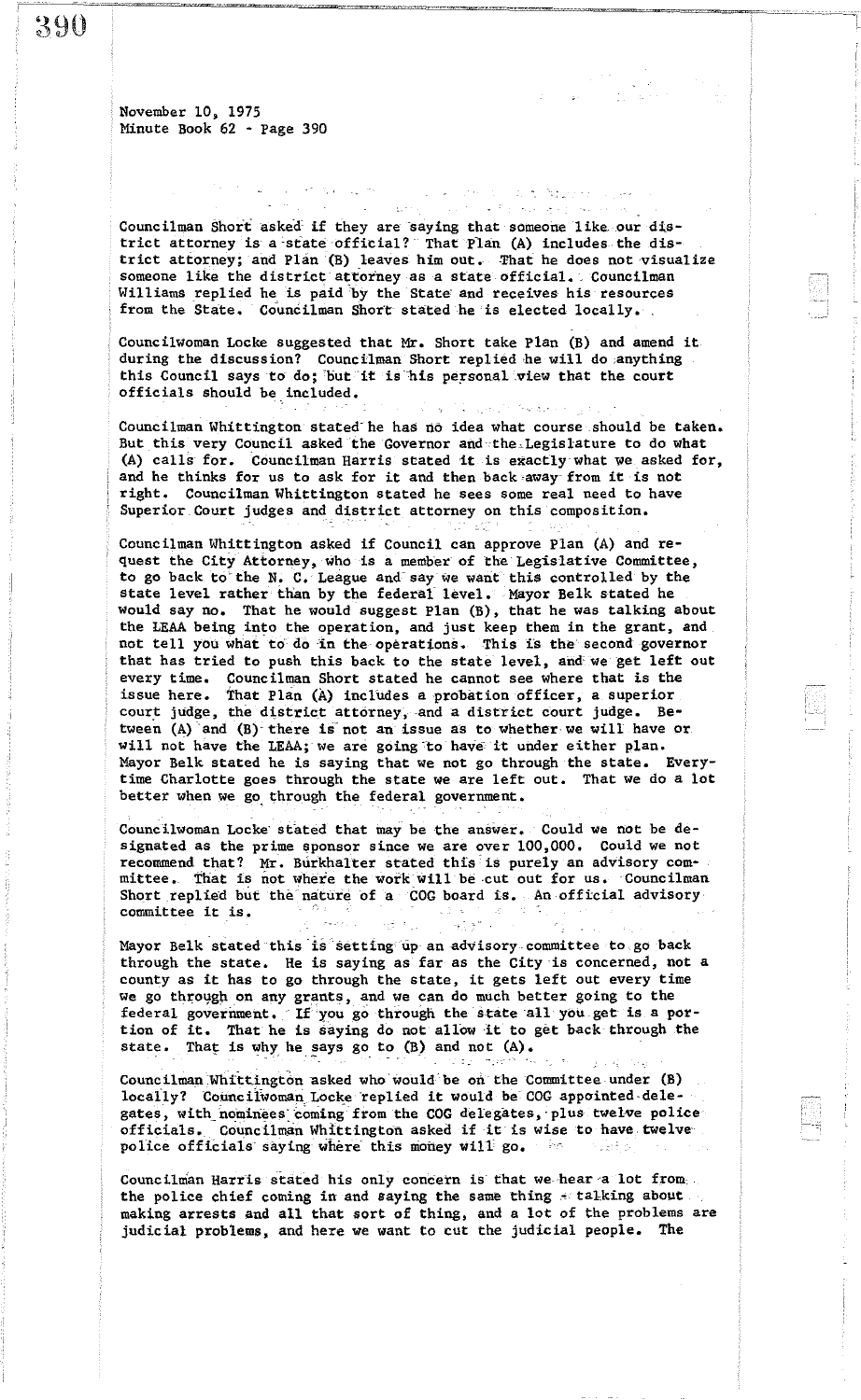November 10, 1975
Minute Book 62 - Page 390

Councilman Short asked if they are saying that someone like our district attorney is a state official? That Plan (A) includes the district attorney; and Plan (B) leaves him out. That he does not visualize someone like the district attorney as a state official. Councilman Williams replied he is paid by the State and receives his resources from the State. Councilman Short stated he is elected locally.

Councilwoman Locke suggested that Mr. Short take Plan (B) and amend it during the discussion? Councilman Short replied he will do anything this Council says to do; but it is his personal view that the court officials should be included.

Councilman Whittington stated he has no idea what course should be taken. But this very Council asked the Governor and the Legislature to do what (A) calls for. Councilman Harris stated it is exactly what we asked for, and he thinks for us to ask for it and then back away from it is not right. Councilman Whittington stated he sees some real need to have Superior Court judges and district attorney on this composition.

Councilman Whittington asked if Council can approve Plan (A) and request the City Attorney, who is a member of the Legislative Committee, to go back to the N. C. League and say we want this controlled by the state level rather than by the federal level. Mayor Belk stated he would say no. That he would suggest Plan (B), that he was talking about the LEAA being into the operation, and just keep them in the grant, and not tell you what to do in the operations. This is the second governor that has tried to push this back to the state level, and we get left out every time. Councilman Short stated he cannot see where that is the issue here. That Plan (A) includes a probation officer, a superior court judge, the district attorney, and a district court judge. Between (A) and (B) there is not an issue as to whether we will have or will not have the LEAA; we are going to have it under either plan. Mayor Belk stated he is saying that we not go through the state. Everytime Charlotte goes through the state we are left out. That we do a lot better when we go through the federal government.

Councilwoman Locke stated that may be the answer. Could we not be designated as the prime sponsor since we are over 100,000. Could we not recommend that? Mr. Burkhalter stated this is purely an advisory committee. That is not where the work will be cut out for us. Councilman Short replied but the nature of a COG board is. An official advisory committee it is.

Mayor Belk stated this is setting up an advisory committee to go back through the state. He is saying as far as the City is concerned, not a county as it has to go through the state, it gets left out every time we go through on any grants, and we can do much better going to the federal government. If you go through the state all you get is a portion of it. That he is saying do not allow it to get back through the state. That is why he says go to (B) and not (A).

Councilman Whittington asked who would be on the Committee under (B) locally? Councilwoman Locke replied it would be COG appointed delegates, with nominees coming from the COG delegates, plus twelve police officials. Councilman Whittington asked if it is wise to have twelve police officials saying where this money will go.

Councilman Harris stated his only concern is that we hear a lot from the police chief coming in and saying the same thing - talking about making arrests and all that sort of thing, and a lot of the problems are judicial problems, and here we want to cut the judicial people. The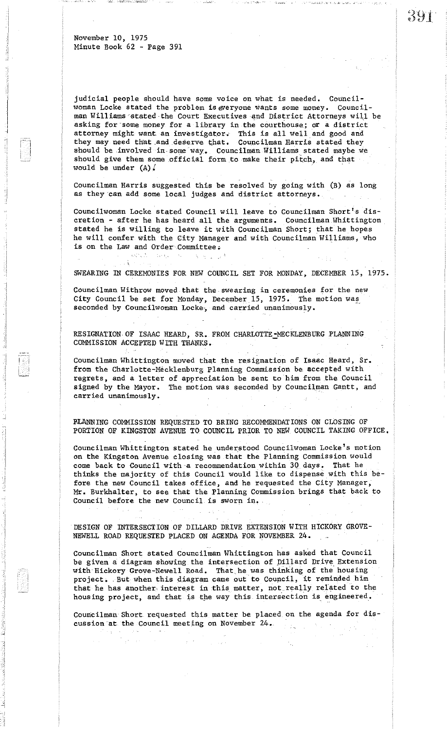judicial people should have some voice on what is needed. Councilwoman Locke stated the problem is everyone wants some money. Councilman Williams stated the Court Executives and District Attorneys will be asking for some money for a library in the courthouse; or a district attorney might want an investigator. This is all well and good and they may need that and deserve that. Councilman Harris stated they should be involved in some way. Councilman Williams stated maybe we should give them some official form to make their pitch, and that would be under (A).

Councilman Harris suggested this be resolved by going with (B) as long as they can add some local judges and district attorneys.

Councilwoman Locke stated Council will leave to Councilman Short's discretion - after he has heard all the arguments. Councilman Whittington stated he is willing to leave it with Councilman Short; that he hopes he will confer with the City Manager and with Councilman Williams, who is on the Law and Order Committee.

SWEARING IN CEREMONIES FOR NEW COUNCIL SET FOR MONDAY, DECEMBER 15, 1975.

Councilman Withrow moved that the swearing in ceremonies for the new City Council be set for Monday, December 15, 1975. The motion was seconded by Councilwoman Locke, and carried unanimously.

RESIGNATION OF ISAAC HEARD, SR. FROM CHARLOTTE-MECKLENBURG PLANNING COMMISSION ACCEPTED WITH THANKS.

Councilman Whittington moved that the resignation of Isaac Heard, Sr. from the Charlotte-Mecklenburg Planning Commission be accepted with regrets, and a letter of appreciation be sent to him from the Council signed by the Mayor. The motion was seconded by Councilman Gantt, and carried unanimously.

PLANNING COMMISSION REQUESTED TO BRING RECOMMENDATIONS ON CLOSING OF PORTION OF KINGSTON AVENUE TO COUNCIL PRIOR TO NEW COUNCIL TAKING OFFICE.

Councilman Whittington stated he understood Councilwoman Locke's motion on the Kingston Avenue closing was that the Planning Commission would come back to Council with a recommendation within 30 days. That he thinks the majority of this Council would like to dispense with this before the new Council takes office, and he requested the City Manager, Mr. Burkhalter, to see that the Planning Commission brings that back to Council before the new Council is sworn in.

DESIGN OF INTERSECTION OF DILLARD DRIVE EXTENSION WITH HICKORY GROVE-NEWELL ROAD REQUESTED PLACED ON AGENDA FOR NOVEMBER 24.

Councilman Short stated Councilman Whittington has asked that Council be given a diagram showing the intersection of Dillard Drive Extension with Hickory Grove-Newell Road. That he was thinking of the housing project. But when this diagram came out to Council, it reminded him that he has another interest in this matter, not really related to the housing project, and that is the way this intersection is engineered.

Councilman Short requested this matter be placed on the agenda for discussion at the Council meeting on November 24.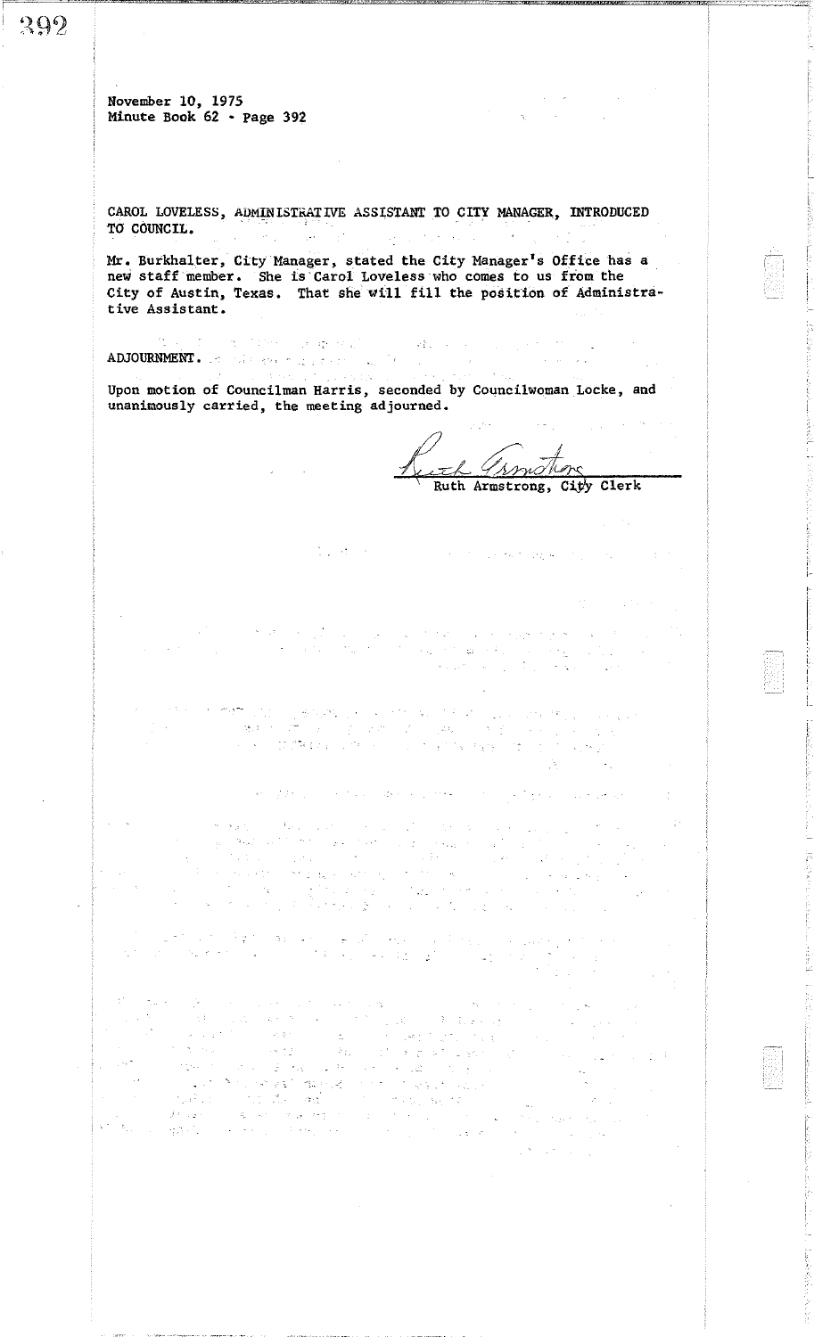November 10, 1975
Minute Book 62 - Page 392

CAROL LOVELESS, ADMINISTRATIVE ASSISTANT TO CITY MANAGER, INTRODUCED TO COUNCIL.

Mr. Burkhalter, City Manager, stated the City Manager's Office has a new staff member. She is Carol Loveless who comes to us from the City of Austin, Texas. That she will fill the position of Administrative Assistant.

ADJOURNMENT.

Upon motion of Councilman Harris, seconded by Councilwoman Locke, and unanimously carried, the meeting adjourned.

Ruth Armstrong, City Clerk